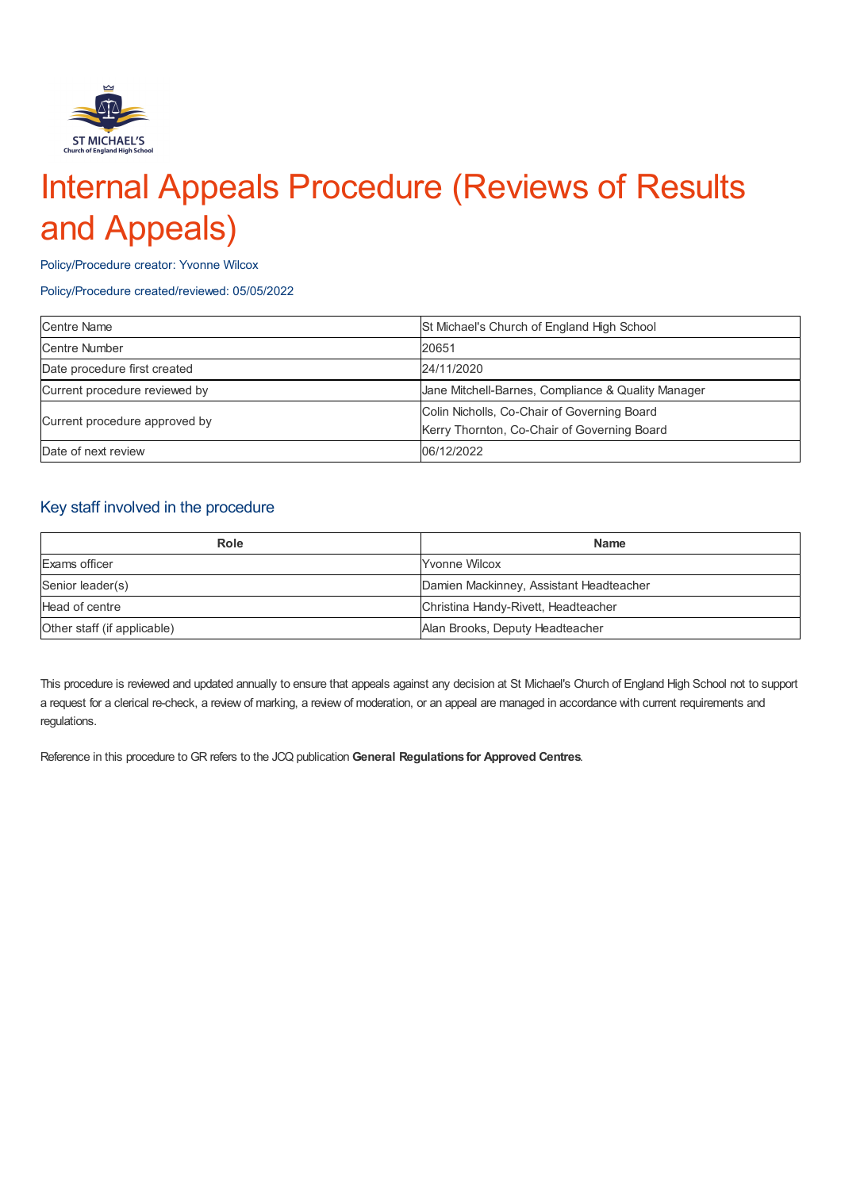# Internal Appeals Procedure (Reviews of Results and Appeals)

Policy/Procedure creator: Yvonne Wilcox

Policy/Procedure created/reviewed: 05/05/2022

| | |
|---|---|
| Centre Name | St Michael's Church of England High School |
| Centre Number | 20651 |
| Date procedure first created | 24/11/2020 |
| Current procedure reviewed by | Jane Mitchell-Barnes, Compliance & Quality Manager |
| Current procedure approved by | Colin Nicholls, Co-Chair of Governing Board<br>Kerry Thornton, Co-Chair of Governing Board |
| Date of next review | 06/12/2022 |

## Key staff involved in the procedure

| Role | Name |
|---|---|
| Exams officer | Yvonne Wilcox |
| Senior leader(s) | Damien Mackinney, Assistant Headteacher |
| Head of centre | Christina Handy-Rivett, Headteacher |
| Other staff (if applicable) | Alan Brooks, Deputy Headteacher |

This procedure is reviewed and updated annually to ensure that appeals against any decision at St Michael's Church of England High School not to support a request for a clerical re-check, a review of marking, a review of moderation, or an appeal are managed in accordance with current requirements and regulations.

Reference in this procedure to GR refers to the JCQ publication **General Regulations for Approved Centres**.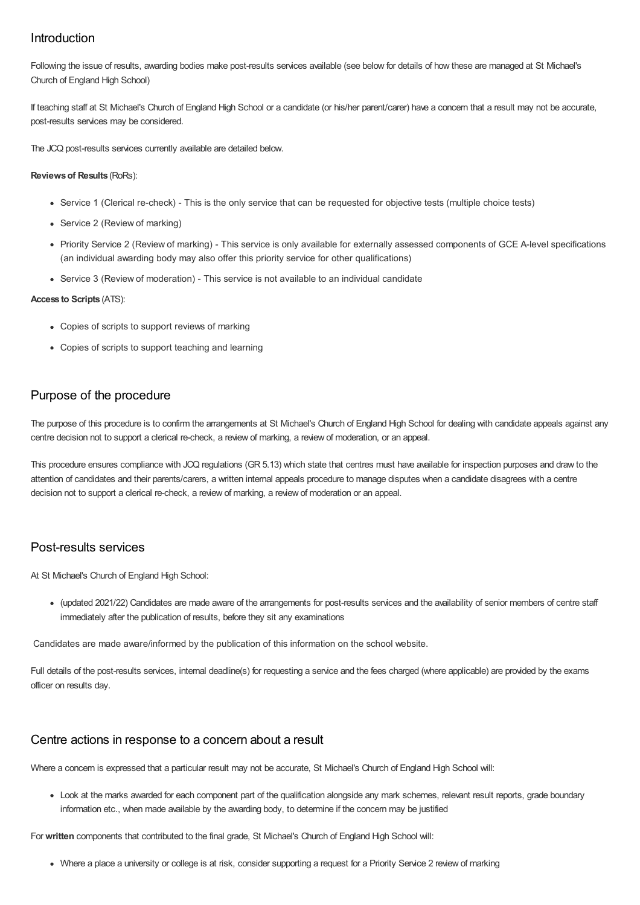## Introduction

Following the issue of results, awarding bodies make post-results services available (see below for details of how these are managed at St Michael's Church of England High School)

If teaching staff at St Michael's Church of England High School or a candidate (or his/her parent/carer) have a concern that a result may not be accurate, post-results services may be considered.

The JCQ post-results services currently available are detailed below.

**Reviews of Results** (RoRs):

- Service 1 (Clerical re-check) - This is the only service that can be requested for objective tests (multiple choice tests)
- Service 2 (Review of marking)
- Priority Service 2 (Review of marking) - This service is only available for externally assessed components of GCE A-level specifications (an individual awarding body may also offer this priority service for other qualifications)
- Service 3 (Review of moderation) - This service is not available to an individual candidate

**Access to Scripts** (ATS):

- Copies of scripts to support reviews of marking
- Copies of scripts to support teaching and learning

## Purpose of the procedure

The purpose of this procedure is to confirm the arrangements at St Michael's Church of England High School for dealing with candidate appeals against any centre decision not to support a clerical re-check, a review of marking, a review of moderation, or an appeal.

This procedure ensures compliance with JCQ regulations (GR 5.13) which state that centres must have available for inspection purposes and draw to the attention of candidates and their parents/carers, a written internal appeals procedure to manage disputes when a candidate disagrees with a centre decision not to support a clerical re-check, a review of marking, a review of moderation or an appeal.

## Post-results services

At St Michael's Church of England High School:

- (updated 2021/22) Candidates are made aware of the arrangements for post-results services and the availability of senior members of centre staff immediately after the publication of results, before they sit any examinations

Candidates are made aware/informed by the publication of this information on the school website.

Full details of the post-results services, internal deadline(s) for requesting a service and the fees charged (where applicable) are provided by the exams officer on results day.

## Centre actions in response to a concern about a result

Where a concern is expressed that a particular result may not be accurate, St Michael's Church of England High School will:

- Look at the marks awarded for each component part of the qualification alongside any mark schemes, relevant result reports, grade boundary information etc., when made available by the awarding body, to determine if the concern may be justified

For **written** components that contributed to the final grade, St Michael's Church of England High School will:

- Where a place a university or college is at risk, consider supporting a request for a Priority Service 2 review of marking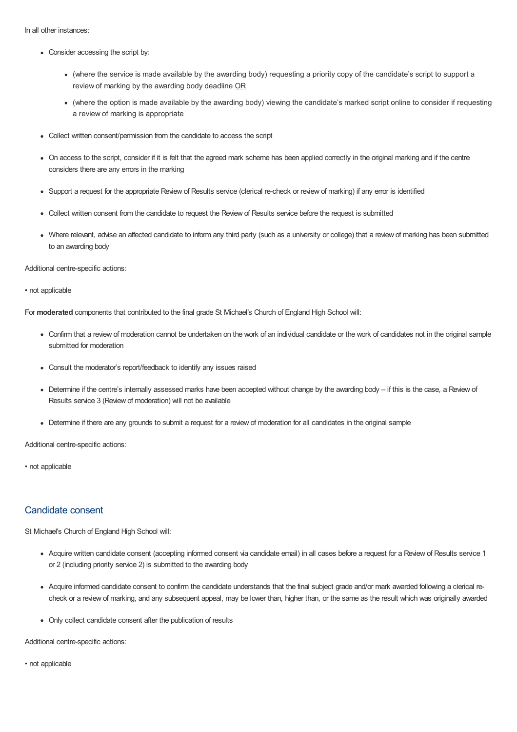In all other instances:

- Consider accessing the script by:
  - (where the service is made available by the awarding body) requesting a priority copy of the candidate's script to support a review of marking by the awarding body deadline OR
  - (where the option is made available by the awarding body) viewing the candidate's marked script online to consider if requesting a review of marking is appropriate
- Collect written consent/permission from the candidate to access the script
- On access to the script, consider if it is felt that the agreed mark scheme has been applied correctly in the original marking and if the centre considers there are any errors in the marking
- Support a request for the appropriate Review of Results service (clerical re-check or review of marking) if any error is identified
- Collect written consent from the candidate to request the Review of Results service before the request is submitted
- Where relevant, advise an affected candidate to inform any third party (such as a university or college) that a review of marking has been submitted to an awarding body

Additional centre-specific actions:

• not applicable

For **moderated** components that contributed to the final grade St Michael's Church of England High School will:

- Confirm that a review of moderation cannot be undertaken on the work of an individual candidate or the work of candidates not in the original sample submitted for moderation
- Consult the moderator's report/feedback to identify any issues raised
- Determine if the centre's internally assessed marks have been accepted without change by the awarding body – if this is the case, a Review of Results service 3 (Review of moderation) will not be available
- Determine if there are any grounds to submit a request for a review of moderation for all candidates in the original sample

Additional centre-specific actions:

• not applicable

## Candidate consent

St Michael's Church of England High School will:

- Acquire written candidate consent (accepting informed consent via candidate email) in all cases before a request for a Review of Results service 1 or 2 (including priority service 2) is submitted to the awarding body
- Acquire informed candidate consent to confirm the candidate understands that the final subject grade and/or mark awarded following a clerical re-check or a review of marking, and any subsequent appeal, may be lower than, higher than, or the same as the result which was originally awarded
- Only collect candidate consent after the publication of results

Additional centre-specific actions:

• not applicable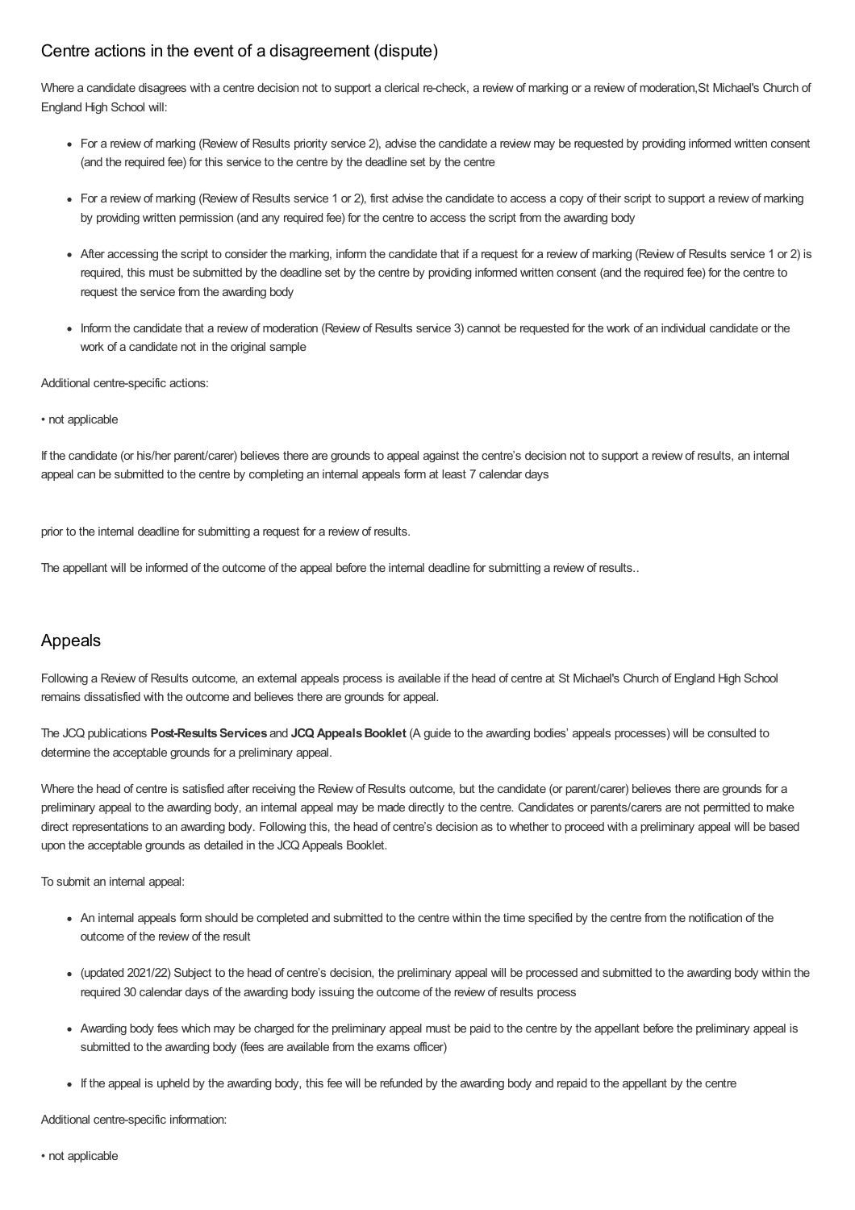## Centre actions in the event of a disagreement (dispute)

Where a candidate disagrees with a centre decision not to support a clerical re-check, a review of marking or a review of moderation,St Michael's Church of England High School will:

- For a review of marking (Review of Results priority service 2), advise the candidate a review may be requested by providing informed written consent (and the required fee) for this service to the centre by the deadline set by the centre
- For a review of marking (Review of Results service 1 or 2), first advise the candidate to access a copy of their script to support a review of marking by providing written permission (and any required fee) for the centre to access the script from the awarding body
- After accessing the script to consider the marking, inform the candidate that if a request for a review of marking (Review of Results service 1 or 2) is required, this must be submitted by the deadline set by the centre by providing informed written consent (and the required fee) for the centre to request the service from the awarding body
- Inform the candidate that a review of moderation (Review of Results service 3) cannot be requested for the work of an individual candidate or the work of a candidate not in the original sample

Additional centre-specific actions:

• not applicable

If the candidate (or his/her parent/carer) believes there are grounds to appeal against the centre's decision not to support a review of results, an internal appeal can be submitted to the centre by completing an internal appeals form at least 7 calendar days

prior to the internal deadline for submitting a request for a review of results.

The appellant will be informed of the outcome of the appeal before the internal deadline for submitting a review of results..

## Appeals

Following a Review of Results outcome, an external appeals process is available if the head of centre at St Michael's Church of England High School remains dissatisfied with the outcome and believes there are grounds for appeal.

The JCQ publications **Post-Results Services** and **JCQ Appeals Booklet** (A guide to the awarding bodies' appeals processes) will be consulted to determine the acceptable grounds for a preliminary appeal.

Where the head of centre is satisfied after receiving the Review of Results outcome, but the candidate (or parent/carer) believes there are grounds for a preliminary appeal to the awarding body, an internal appeal may be made directly to the centre. Candidates or parents/carers are not permitted to make direct representations to an awarding body. Following this, the head of centre's decision as to whether to proceed with a preliminary appeal will be based upon the acceptable grounds as detailed in the JCQ Appeals Booklet.

To submit an internal appeal:

- An internal appeals form should be completed and submitted to the centre within the time specified by the centre from the notification of the outcome of the review of the result
- (updated 2021/22) Subject to the head of centre's decision, the preliminary appeal will be processed and submitted to the awarding body within the required 30 calendar days of the awarding body issuing the outcome of the review of results process
- Awarding body fees which may be charged for the preliminary appeal must be paid to the centre by the appellant before the preliminary appeal is submitted to the awarding body (fees are available from the exams officer)
- If the appeal is upheld by the awarding body, this fee will be refunded by the awarding body and repaid to the appellant by the centre

Additional centre-specific information:

• not applicable